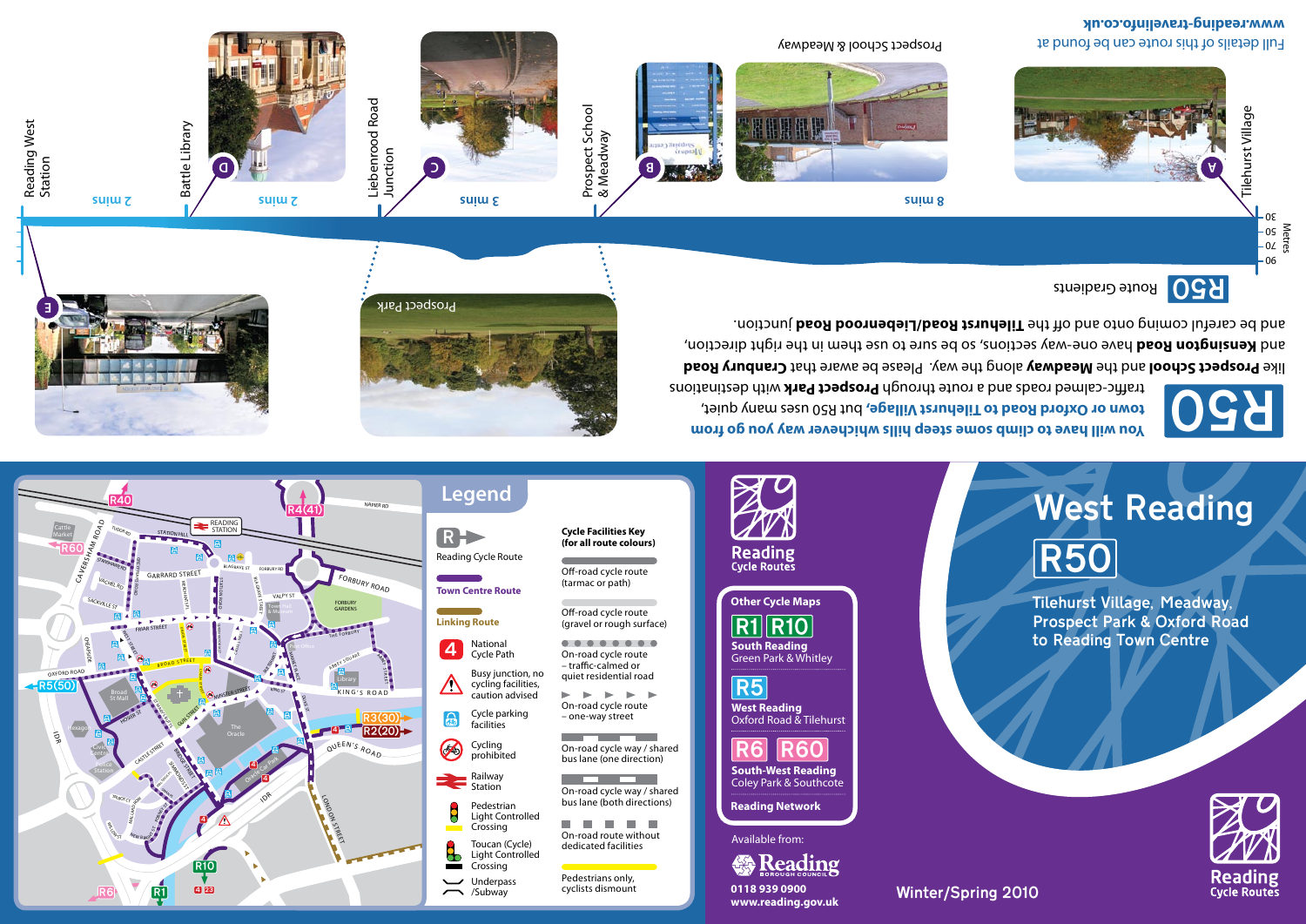Full details of this route can be found at **www.reading-travelinfo.co.uk**

# R50

**You will have to climb some steep hills whichever way you go from town or Oxford Road to Tilehurst Village,** but R50 uses many quiet, traffic-calmed roads and a route through **Prospect Park** with destinations like **Prospect School** and the **Meadway** along the way. Please be aware that **Cranbury Road** and **Kensington Road** have one-way sections, so be sure to use them in the right direction, and be careful coming onto and off the **Tilehurst Road/Liebenrood Road** junction.

## R50 Route Gradients

Metres: 90, 70, 50, 30

- A – Tilehurst Village
- 8 mins
- B – Prospect School & Meadway
- 3 mins
- C – Liebenrood Road Junction
- 2 mins
- D – Battle Library
- 2 mins
- E – Reading West Station

Prospect School & Meadway

Prospect Park

## Legend

- Reading Cycle Route
- Town Centre Route
- Linking Route
- National Cycle Path
- Busy junction, no cycling facilities, caution advised
- Cycle parking facilities
- Cycling prohibited
- Railway Station
- Pedestrian Light Controlled Crossing
- Toucan (Cycle) Light Controlled Crossing
- Underpass /Subway

**Cycle Facilities Key (for all route colours)**

- Off-road cycle route (tarmac or path)
- Off-road cycle route (gravel or rough surface)
- On-road cycle route – traffic-calmed or quiet residential road
- On-road cycle route – one-way street
- On-road cycle way / shared bus lane (one direction)
- On-road cycle way / shared bus lane (both directions)
- On-road route without dedicated facilities
- Pedestrians only, cyclists dismount

# Reading Cycle Routes

## Other Cycle Maps

- **R1 R10** South Reading – Green Park & Whitley
- **R5** West Reading – Oxford Road & Tilehurst
- **R6 R60** South-West Reading – Coley Park & Southcote
- **Reading Network**

Available from:

Reading Borough Council

0118 939 0900
www.reading.gov.uk

# West Reading

# R50

**Tilehurst Village, Meadway, Prospect Park & Oxford Road to Reading Town Centre**

Winter/Spring 2010

Reading Cycle Routes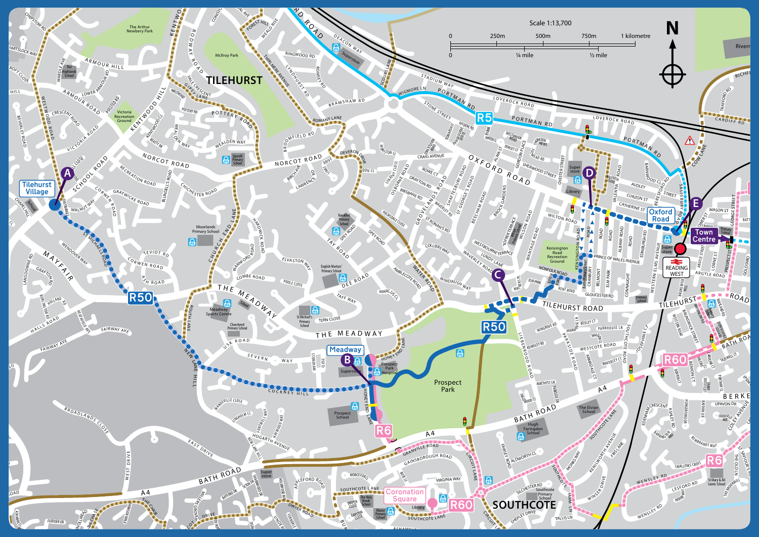Scale 1:13,700

0 | 250m | 500m | 750m | 1 kilometre

0 | ¼ mile | ½ mile

N

TILEHURST

SOUTHCOTE

Tilehurst Village

Meadway

Oxford Road

Town Centre

READING WEST

Coronation Square

Prospect Park

R50

R5

R6

R60

A

B

C

D

E

TILEHURST ROAD

OXFORD ROAD

BATH ROAD

NORCOT ROAD

PORTMAN RD

THE MEADWAY

SCHOOL ROAD

CHURCH END LANE

NEW LANE HILL

COCKNEY HILL

HONEY END LANE

LIEBENROOD ROAD

ST MICHAEL'S ROAD

KENTWOOD HILL

POTTERY ROAD

ARMOUR HILL

MAYFAIR

A4